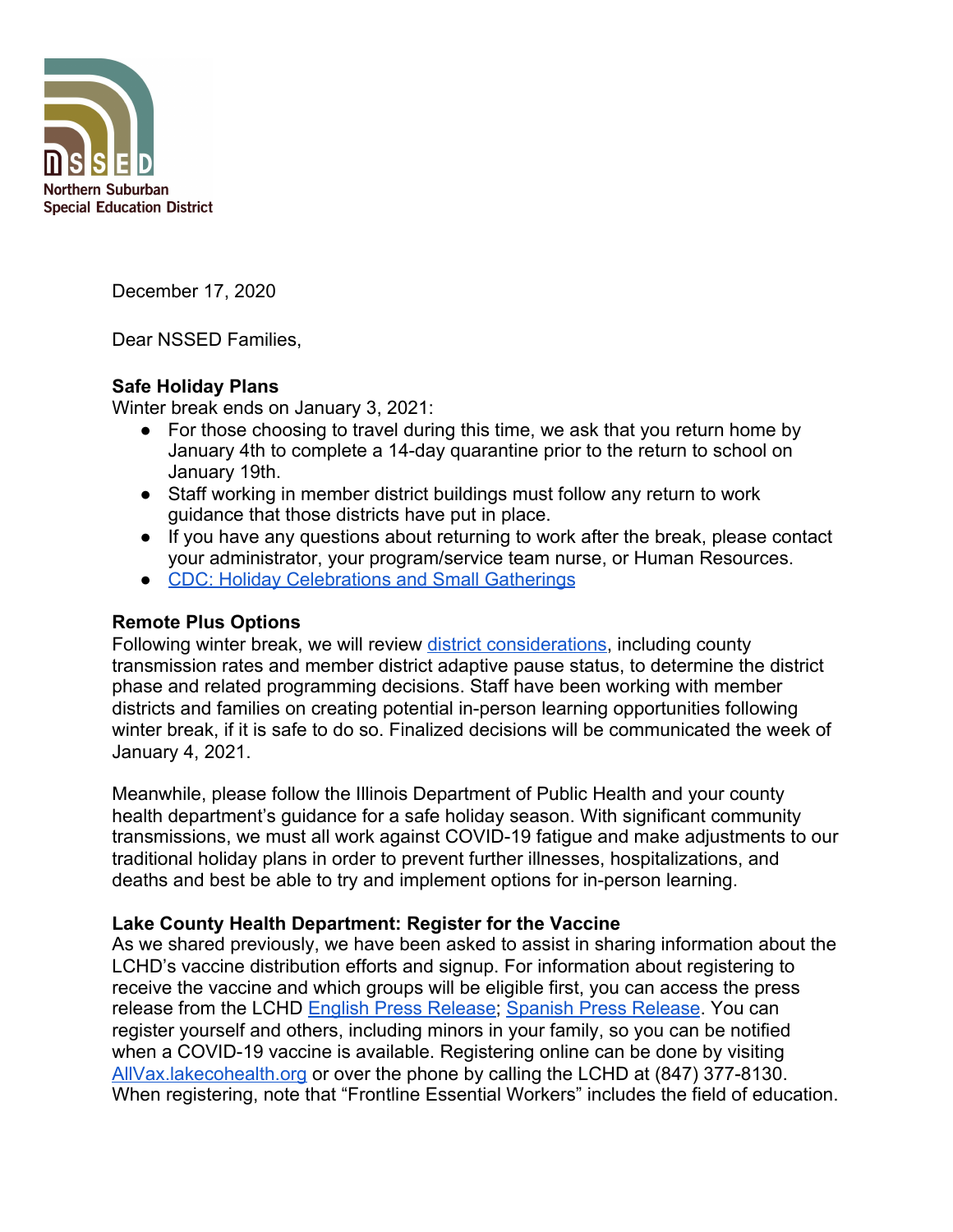Northern Suburban Special Education District

December 17, 2020

Dear NSSED Families,

**Safe Holiday Plans**

Winter break ends on January 3, 2021:

- For those choosing to travel during this time, we ask that you return home by January 4th to complete a 14-day quarantine prior to the return to school on January 19th.
- Staff working in member district buildings must follow any return to work guidance that those districts have put in place.
- If you have any questions about returning to work after the break, please contact your administrator, your program/service team nurse, or Human Resources.
- CDC: Holiday Celebrations and Small Gatherings

**Remote Plus Options**

Following winter break, we will review district considerations, including county transmission rates and member district adaptive pause status, to determine the district phase and related programming decisions. Staff have been working with member districts and families on creating potential in-person learning opportunities following winter break, if it is safe to do so. Finalized decisions will be communicated the week of January 4, 2021.

Meanwhile, please follow the Illinois Department of Public Health and your county health department's guidance for a safe holiday season. With significant community transmissions, we must all work against COVID-19 fatigue and make adjustments to our traditional holiday plans in order to prevent further illnesses, hospitalizations, and deaths and best be able to try and implement options for in-person learning.

**Lake County Health Department: Register for the Vaccine**

As we shared previously, we have been asked to assist in sharing information about the LCHD's vaccine distribution efforts and signup. For information about registering to receive the vaccine and which groups will be eligible first, you can access the press release from the LCHD English Press Release; Spanish Press Release. You can register yourself and others, including minors in your family, so you can be notified when a COVID-19 vaccine is available. Registering online can be done by visiting AllVax.lakecohealth.org or over the phone by calling the LCHD at (847) 377-8130. When registering, note that "Frontline Essential Workers" includes the field of education.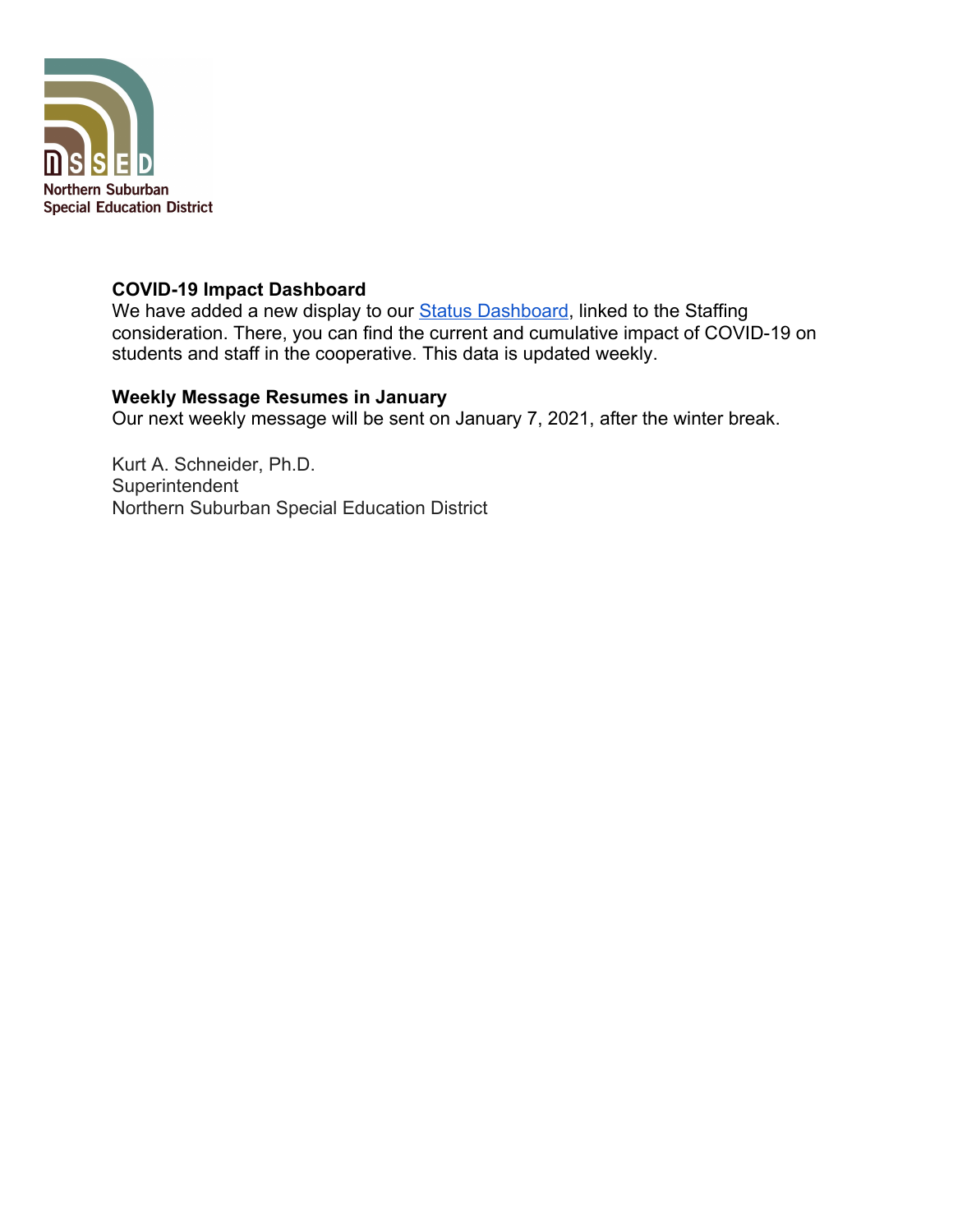**COVID-19 Impact Dashboard**
We have added a new display to our [Status Dashboard](), linked to the Staffing consideration. There, you can find the current and cumulative impact of COVID-19 on students and staff in the cooperative. This data is updated weekly.

**Weekly Message Resumes in January**
Our next weekly message will be sent on January 7, 2021, after the winter break.

Kurt A. Schneider, Ph.D.
Superintendent
Northern Suburban Special Education District